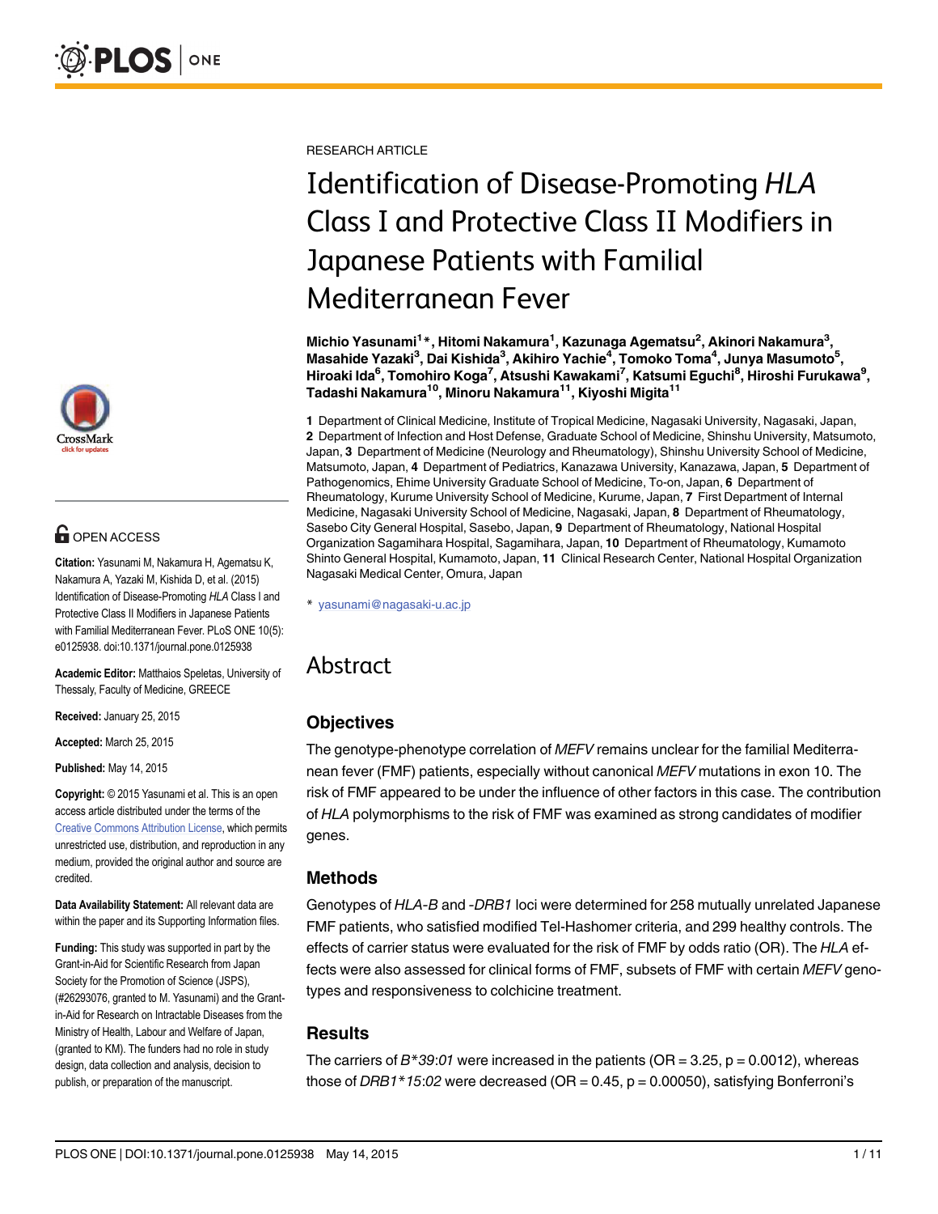RESEARCH ARTICLE

# Identification of Disease-Promoting *HLA* Class I and Protective Class II Modifiers in Japanese Patients with Familial Mediterranean Fever

**Michio Yasunami[1]*, Hitomi Nakamura[1], Kazunaga Agematsu[2], Akinori Nakamura[3], Masahide Yazaki[3], Dai Kishida[3], Akihiro Yachie[4], Tomoko Toma[4], Junya Masumoto[5], Hiroaki Ida[6], Tomohiro Koga[7], Atsushi Kawakami[7], Katsumi Eguchi[8], Hiroshi Furukawa[9], Tadashi Nakamura[10], Minoru Nakamura[11], Kiyoshi Migita[11]**

**1** Department of Clinical Medicine, Institute of Tropical Medicine, Nagasaki University, Nagasaki, Japan, **2** Department of Infection and Host Defense, Graduate School of Medicine, Shinshu University, Matsumoto, Japan, **3** Department of Medicine (Neurology and Rheumatology), Shinshu University School of Medicine, Matsumoto, Japan, **4** Department of Pediatrics, Kanazawa University, Kanazawa, Japan, **5** Department of Pathogenomics, Ehime University Graduate School of Medicine, To-on, Japan, **6** Department of Rheumatology, Kurume University School of Medicine, Kurume, Japan, **7** First Department of Internal Medicine, Nagasaki University School of Medicine, Nagasaki, Japan, **8** Department of Rheumatology, Sasebo City General Hospital, Sasebo, Japan, **9** Department of Rheumatology, National Hospital Organization Sagamihara Hospital, Sagamihara, Japan, **10** Department of Rheumatology, Kumamoto Shinto General Hospital, Kumamoto, Japan, **11** Clinical Research Center, National Hospital Organization Nagasaki Medical Center, Omura, Japan

* yasunami@nagasaki-u.ac.jp

OPEN ACCESS

**Citation:** Yasunami M, Nakamura H, Agematsu K, Nakamura A, Yazaki M, Kishida D, et al. (2015) Identification of Disease-Promoting *HLA* Class I and Protective Class II Modifiers in Japanese Patients with Familial Mediterranean Fever. PLoS ONE 10(5): e0125938. doi:10.1371/journal.pone.0125938

**Academic Editor:** Matthaios Speletas, University of Thessaly, Faculty of Medicine, GREECE

**Received:** January 25, 2015

**Accepted:** March 25, 2015

**Published:** May 14, 2015

**Copyright:** © 2015 Yasunami et al. This is an open access article distributed under the terms of the Creative Commons Attribution License, which permits unrestricted use, distribution, and reproduction in any medium, provided the original author and source are credited.

**Data Availability Statement:** All relevant data are within the paper and its Supporting Information files.

**Funding:** This study was supported in part by the Grant-in-Aid for Scientific Research from Japan Society for the Promotion of Science (JSPS), (#26293076, granted to M. Yasunami) and the Grant-in-Aid for Research on Intractable Diseases from the Ministry of Health, Labour and Welfare of Japan, (granted to KM). The funders had no role in study design, data collection and analysis, decision to publish, or preparation of the manuscript.

## Abstract

### Objectives

The genotype-phenotype correlation of *MEFV* remains unclear for the familial Mediterranean fever (FMF) patients, especially without canonical *MEFV* mutations in exon 10. The risk of FMF appeared to be under the influence of other factors in this case. The contribution of *HLA* polymorphisms to the risk of FMF was examined as strong candidates of modifier genes.

### Methods

Genotypes of *HLA-B* and *-DRB1* loci were determined for 258 mutually unrelated Japanese FMF patients, who satisfied modified Tel-Hashomer criteria, and 299 healthy controls. The effects of carrier status were evaluated for the risk of FMF by odds ratio (OR). The *HLA* effects were also assessed for clinical forms of FMF, subsets of FMF with certain *MEFV* genotypes and responsiveness to colchicine treatment.

### Results

The carriers of *B*39:01* were increased in the patients (OR = 3.25, p = 0.0012), whereas those of *DRB1*15:02* were decreased (OR = 0.45, p = 0.00050), satisfying Bonferroni's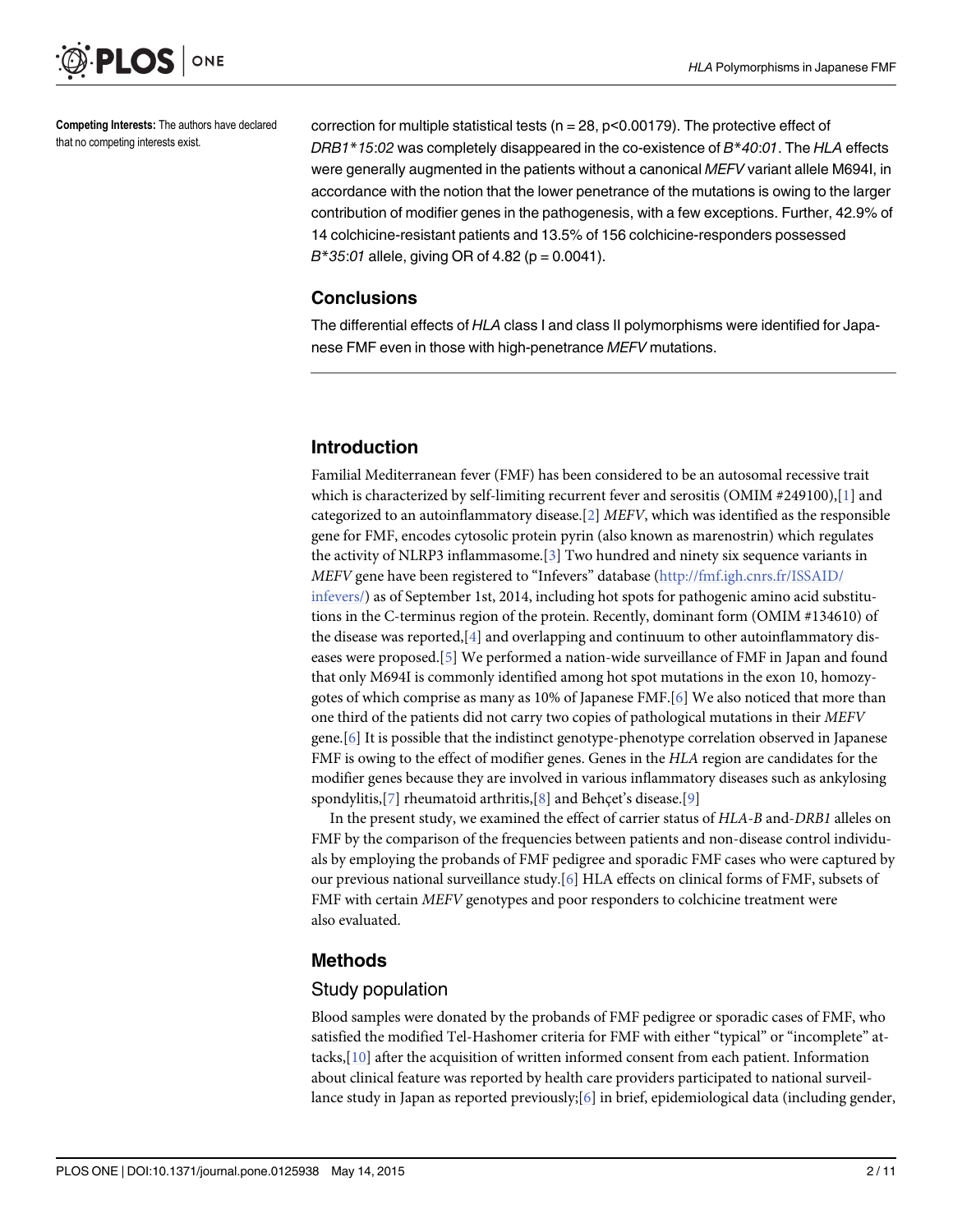**Competing Interests:** The authors have declared that no competing interests exist.

correction for multiple statistical tests (n = 28, p<0.00179). The protective effect of *DRB1*15:02* was completely disappeared in the co-existence of *B*40:01*. The *HLA* effects were generally augmented in the patients without a canonical *MEFV* variant allele M694I, in accordance with the notion that the lower penetrance of the mutations is owing to the larger contribution of modifier genes in the pathogenesis, with a few exceptions. Further, 42.9% of 14 colchicine-resistant patients and 13.5% of 156 colchicine-responders possessed *B*35:01* allele, giving OR of 4.82 (p = 0.0041).

### Conclusions

The differential effects of *HLA* class I and class II polymorphisms were identified for Japanese FMF even in those with high-penetrance *MEFV* mutations.

## Introduction

Familial Mediterranean fever (FMF) has been considered to be an autosomal recessive trait which is characterized by self-limiting recurrent fever and serositis (OMIM #249100),[1] and categorized to an autoinflammatory disease.[2] *MEFV*, which was identified as the responsible gene for FMF, encodes cytosolic protein pyrin (also known as marenostrin) which regulates the activity of NLRP3 inflammasome.[3] Two hundred and ninety six sequence variants in *MEFV* gene have been registered to "Infevers" database (http://fmf.igh.cnrs.fr/ISSAID/infevers/) as of September 1st, 2014, including hot spots for pathogenic amino acid substitutions in the C-terminus region of the protein. Recently, dominant form (OMIM #134610) of the disease was reported,[4] and overlapping and continuum to other autoinflammatory diseases were proposed.[5] We performed a nation-wide surveillance of FMF in Japan and found that only M694I is commonly identified among hot spot mutations in the exon 10, homozygotes of which comprise as many as 10% of Japanese FMF.[6] We also noticed that more than one third of the patients did not carry two copies of pathological mutations in their *MEFV* gene.[6] It is possible that the indistinct genotype-phenotype correlation observed in Japanese FMF is owing to the effect of modifier genes. Genes in the *HLA* region are candidates for the modifier genes because they are involved in various inflammatory diseases such as ankylosing spondylitis,[7] rheumatoid arthritis,[8] and Behçet's disease.[9]

In the present study, we examined the effect of carrier status of *HLA-B* and-*DRB1* alleles on FMF by the comparison of the frequencies between patients and non-disease control individuals by employing the probands of FMF pedigree and sporadic FMF cases who were captured by our previous national surveillance study.[6] HLA effects on clinical forms of FMF, subsets of FMF with certain *MEFV* genotypes and poor responders to colchicine treatment were also evaluated.

## Methods

### Study population

Blood samples were donated by the probands of FMF pedigree or sporadic cases of FMF, who satisfied the modified Tel-Hashomer criteria for FMF with either "typical" or "incomplete" attacks,[10] after the acquisition of written informed consent from each patient. Information about clinical feature was reported by health care providers participated to national surveillance study in Japan as reported previously;[6] in brief, epidemiological data (including gender,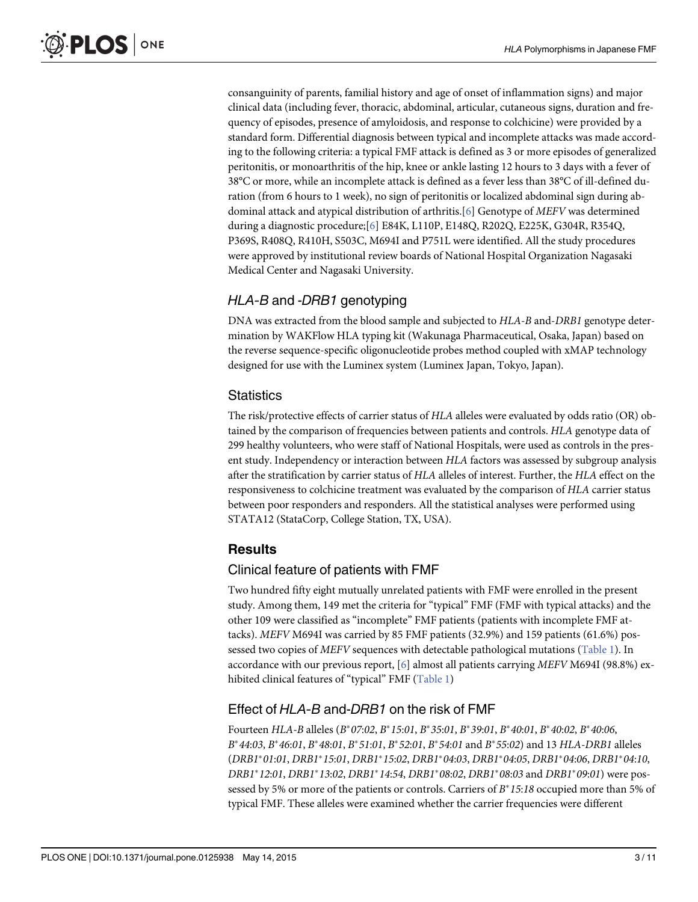consanguinity of parents, familial history and age of onset of inflammation signs) and major clinical data (including fever, thoracic, abdominal, articular, cutaneous signs, duration and frequency of episodes, presence of amyloidosis, and response to colchicine) were provided by a standard form. Differential diagnosis between typical and incomplete attacks was made according to the following criteria: a typical FMF attack is defined as 3 or more episodes of generalized peritonitis, or monoarthritis of the hip, knee or ankle lasting 12 hours to 3 days with a fever of 38°C or more, while an incomplete attack is defined as a fever less than 38°C of ill-defined duration (from 6 hours to 1 week), no sign of peritonitis or localized abdominal sign during abdominal attack and atypical distribution of arthritis.[6] Genotype of *MEFV* was determined during a diagnostic procedure;[6] E84K, L110P, E148Q, R202Q, E225K, G304R, R354Q, P369S, R408Q, R410H, S503C, M694I and P751L were identified. All the study procedures were approved by institutional review boards of National Hospital Organization Nagasaki Medical Center and Nagasaki University.

## *HLA-B* and *-DRB1* genotyping

DNA was extracted from the blood sample and subjected to *HLA-B* and-*DRB1* genotype determination by WAKFlow HLA typing kit (Wakunaga Pharmaceutical, Osaka, Japan) based on the reverse sequence-specific oligonucleotide probes method coupled with xMAP technology designed for use with the Luminex system (Luminex Japan, Tokyo, Japan).

## Statistics

The risk/protective effects of carrier status of *HLA* alleles were evaluated by odds ratio (OR) obtained by the comparison of frequencies between patients and controls. *HLA* genotype data of 299 healthy volunteers, who were staff of National Hospitals, were used as controls in the present study. Independency or interaction between *HLA* factors was assessed by subgroup analysis after the stratification by carrier status of *HLA* alleles of interest. Further, the *HLA* effect on the responsiveness to colchicine treatment was evaluated by the comparison of *HLA* carrier status between poor responders and responders. All the statistical analyses were performed using STATA12 (StataCorp, College Station, TX, USA).

# Results

## Clinical feature of patients with FMF

Two hundred fifty eight mutually unrelated patients with FMF were enrolled in the present study. Among them, 149 met the criteria for "typical" FMF (FMF with typical attacks) and the other 109 were classified as "incomplete" FMF patients (patients with incomplete FMF attacks). *MEFV* M694I was carried by 85 FMF patients (32.9%) and 159 patients (61.6%) possessed two copies of *MEFV* sequences with detectable pathological mutations (Table 1). In accordance with our previous report, [6] almost all patients carrying *MEFV* M694I (98.8%) exhibited clinical features of "typical" FMF (Table 1)

## Effect of *HLA-B* and-*DRB1* on the risk of FMF

Fourteen *HLA-B* alleles (*B*\*07:02*, *B*\*15:01*, *B*\*35:01*, *B*\*39:01*, *B*\*40:01*, *B*\*40:02*, *B*\*40:06*, *B*\*44:03*, *B*\*46:01*, *B*\*48:01*, *B*\*51:01*, *B*\*52:01*, *B*\*54:01* and *B*\*55:02*) and 13 *HLA-DRB1* alleles (*DRB1*\*01:01*, *DRB1*\*15:01*, *DRB1*\*15:02*, *DRB1*\*04:03*, *DRB1*\*04:05*, *DRB1*\*04:06*, *DRB1*\*04:10*, *DRB1*\*12:01*, *DRB1*\*13:02*, *DRB1*\*14:54*, *DRB1*\*08:02*, *DRB1*\*08:03* and *DRB1*\*09:01*) were possessed by 5% or more of the patients or controls. Carriers of *B*\*15:18* occupied more than 5% of typical FMF. These alleles were examined whether the carrier frequencies were different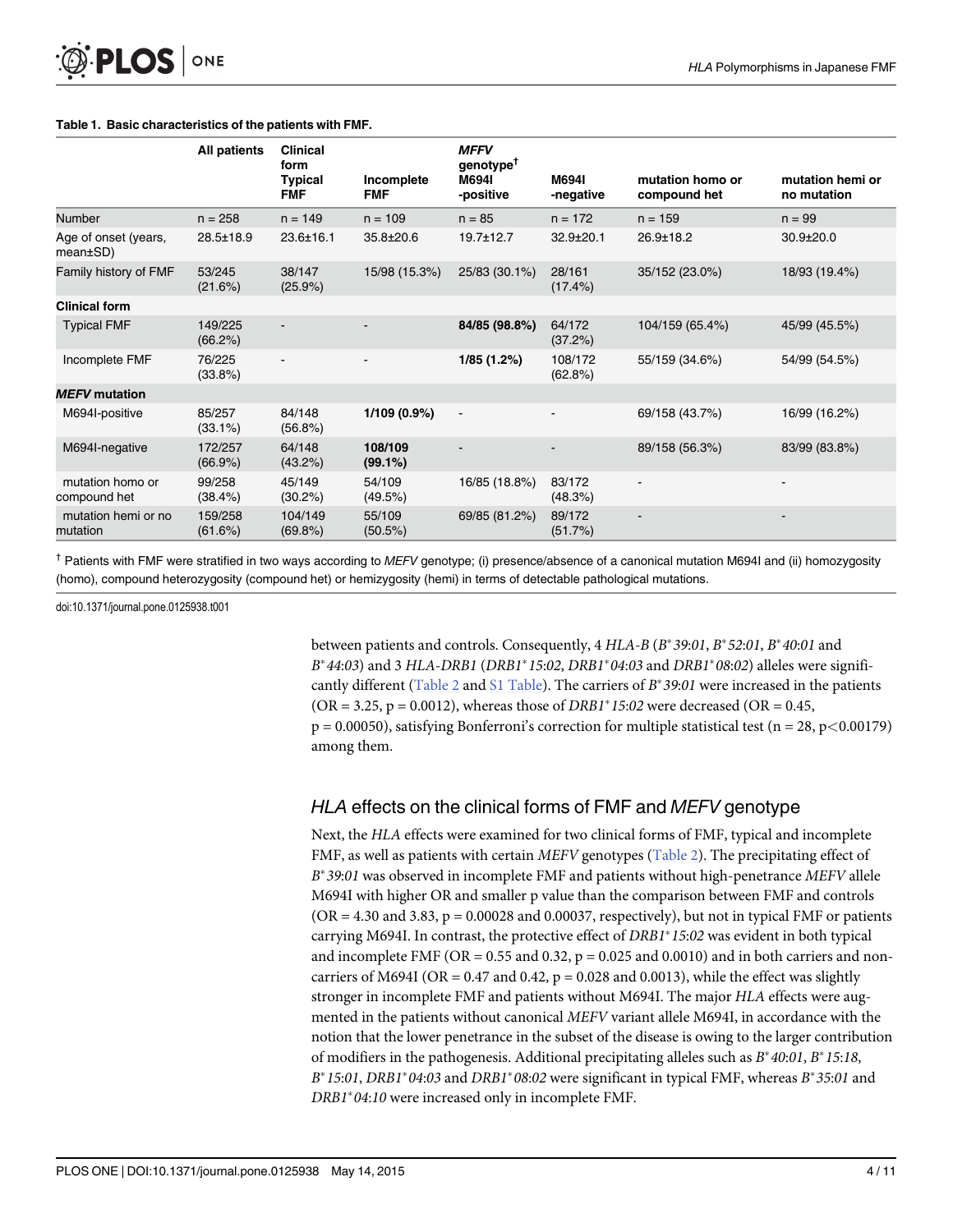**Table 1. Basic characteristics of the patients with FMF.**

| | All patients | Clinical form | | *MFFV* genotype† | | | |
|---|---|---|---|---|---|---|---|
| | | Typical FMF | Incomplete FMF | M694I -positive | M694I -negative | mutation homo or compound het | mutation hemi or no mutation |
| Number | n = 258 | n = 149 | n = 109 | n = 85 | n = 172 | n = 159 | n = 99 |
| Age of onset (years, mean±SD) | 28.5±18.9 | 23.6±16.1 | 35.8±20.6 | 19.7±12.7 | 32.9±20.1 | 26.9±18.2 | 30.9±20.0 |
| Family history of FMF | 53/245 (21.6%) | 38/147 (25.9%) | 15/98 (15.3%) | 25/83 (30.1%) | 28/161 (17.4%) | 35/152 (23.0%) | 18/93 (19.4%) |
| **Clinical form** | | | | | | | |
| Typical FMF | 149/225 (66.2%) | - | - | **84/85 (98.8%)** | 64/172 (37.2%) | 104/159 (65.4%) | 45/99 (45.5%) |
| Incomplete FMF | 76/225 (33.8%) | - | - | **1/85 (1.2%)** | 108/172 (62.8%) | 55/159 (34.6%) | 54/99 (54.5%) |
| ***MEFV* mutation** | | | | | | | |
| M694I-positive | 85/257 (33.1%) | 84/148 (56.8%) | **1/109 (0.9%)** | - | - | 69/158 (43.7%) | 16/99 (16.2%) |
| M694I-negative | 172/257 (66.9%) | 64/148 (43.2%) | **108/109 (99.1%)** | - | - | 89/158 (56.3%) | 83/99 (83.8%) |
| mutation homo or compound het | 99/258 (38.4%) | 45/149 (30.2%) | 54/109 (49.5%) | 16/85 (18.8%) | 83/172 (48.3%) | - | - |
| mutation hemi or no mutation | 159/258 (61.6%) | 104/149 (69.8%) | 55/109 (50.5%) | 69/85 (81.2%) | 89/172 (51.7%) | - | - |

† Patients with FMF were stratified in two ways according to *MEFV* genotype; (i) presence/absence of a canonical mutation M694I and (ii) homozygosity (homo), compound heterozygosity (compound het) or hemizygosity (hemi) in terms of detectable pathological mutations.

doi:10.1371/journal.pone.0125938.t001

between patients and controls. Consequently, 4 *HLA-B* (*B\*39:01*, *B\*52:01*, *B\*40:01* and *B\*44:03*) and 3 *HLA-DRB1* (*DRB1\*15:02*, *DRB1\*04:03* and *DRB1\*08:02*) alleles were significantly different (Table 2 and S1 Table). The carriers of *B\*39:01* were increased in the patients (OR = 3.25, p = 0.0012), whereas those of *DRB1\*15:02* were decreased (OR = 0.45, p = 0.00050), satisfying Bonferroni's correction for multiple statistical test (n = 28, $p<0.00179$) among them.

## *HLA* effects on the clinical forms of FMF and *MEFV* genotype

Next, the *HLA* effects were examined for two clinical forms of FMF, typical and incomplete FMF, as well as patients with certain *MEFV* genotypes (Table 2). The precipitating effect of *B\*39:01* was observed in incomplete FMF and patients without high-penetrance *MEFV* allele M694I with higher OR and smaller p value than the comparison between FMF and controls (OR = 4.30 and 3.83, p = 0.00028 and 0.00037, respectively), but not in typical FMF or patients carrying M694I. In contrast, the protective effect of *DRB1\*15:02* was evident in both typical and incomplete FMF (OR = 0.55 and 0.32, p = 0.025 and 0.0010) and in both carriers and non-carriers of M694I (OR = 0.47 and 0.42, p = 0.028 and 0.0013), while the effect was slightly stronger in incomplete FMF and patients without M694I. The major *HLA* effects were augmented in the patients without canonical *MEFV* variant allele M694I, in accordance with the notion that the lower penetrance in the subset of the disease is owing to the larger contribution of modifiers in the pathogenesis. Additional precipitating alleles such as *B\*40:01*, *B\*15:18*, *B\*15:01*, *DRB1\*04:03* and *DRB1\*08:02* were significant in typical FMF, whereas *B\*35:01* and *DRB1\*04:10* were increased only in incomplete FMF.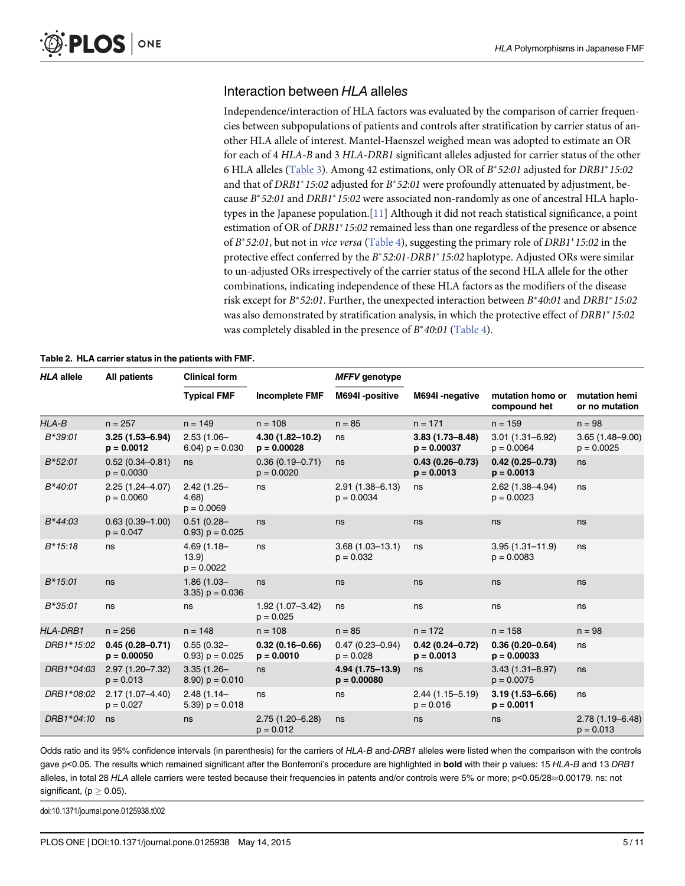## Interaction between *HLA* alleles

Independence/interaction of HLA factors was evaluated by the comparison of carrier frequencies between subpopulations of patients and controls after stratification by carrier status of another HLA allele of interest. Mantel-Haenszel weighed mean was adopted to estimate an OR for each of 4 *HLA-B* and 3 *HLA-DRB1* significant alleles adjusted for carrier status of the other 6 HLA alleles (Table 3). Among 42 estimations, only OR of *B*52:01* adjusted for *DRB1*15:02* and that of *DRB1*15:02* adjusted for *B*52:01* were profoundly attenuated by adjustment, because *B*52:01* and *DRB1*15:02* were associated non-randomly as one of ancestral HLA haplotypes in the Japanese population.[11] Although it did not reach statistical significance, a point estimation of OR of *DRB1*15:02* remained less than one regardless of the presence or absence of *B*52:01*, but not in *vice versa* (Table 4), suggesting the primary role of *DRB1*15:02* in the protective effect conferred by the *B*52:01-DRB1*15:02* haplotype. Adjusted ORs were similar to un-adjusted ORs irrespectively of the carrier status of the second HLA allele for the other combinations, indicating independence of these HLA factors as the modifiers of the disease risk except for *B*52:01*. Further, the unexpected interaction between *B*40:01* and *DRB1*15:02* was also demonstrated by stratification analysis, in which the protective effect of *DRB1*15:02* was completely disabled in the presence of *B*40:01* (Table 4).

**Table 2. HLA carrier status in the patients with FMF.**

| *HLA* allele | All patients | Clinical form | | *MFFV* genotype | | | |
|---|---|---|---|---|---|---|---|
| | | Typical FMF | Incomplete FMF | M694I -positive | M694I -negative | mutation homo or compound het | mutation hemi or no mutation |
| *HLA-B* | n = 257 | n = 149 | n = 108 | n = 85 | n = 171 | n = 159 | n = 98 |
| *B*39:01* | **3.25 (1.53–6.94) p = 0.0012** | 2.53 (1.06–6.04) p = 0.030 | **4.30 (1.82–10.2) p = 0.00028** | ns | **3.83 (1.73–8.48) p = 0.00037** | 3.01 (1.31–6.92) p = 0.0064 | 3.65 (1.48–9.00) p = 0.0025 |
| *B*52:01* | 0.52 (0.34–0.81) p = 0.0030 | ns | 0.36 (0.19–0.71) p = 0.0020 | ns | **0.43 (0.26–0.73) p = 0.0013** | **0.42 (0.25–0.73) p = 0.0013** | ns |
| *B*40:01* | 2.25 (1.24–4.07) p = 0.0060 | 2.42 (1.25–4.68) p = 0.0069 | ns | 2.91 (1.38–6.13) p = 0.0034 | ns | 2.62 (1.38–4.94) p = 0.0023 | ns |
| *B*44:03* | 0.63 (0.39–1.00) p = 0.047 | 0.51 (0.28–0.93) p = 0.025 | ns | ns | ns | ns | ns |
| *B*15:18* | ns | 4.69 (1.18–13.9) p = 0.0022 | ns | 3.68 (1.03–13.1) p = 0.032 | ns | 3.95 (1.31–11.9) p = 0.0083 | ns |
| *B*15:01* | ns | 1.86 (1.03–3.35) p = 0.036 | ns | ns | ns | ns | ns |
| *B*35:01* | ns | ns | 1.92 (1.07–3.42) p = 0.025 | ns | ns | ns | ns |
| *HLA-DRB1* | n = 256 | n = 148 | n = 108 | n = 85 | n = 172 | n = 158 | n = 98 |
| *DRB1*15:02* | **0.45 (0.28–0.71) p = 0.00050** | 0.55 (0.32–0.93) p = 0.025 | **0.32 (0.16–0.66) p = 0.0010** | 0.47 (0.23–0.94) p = 0.028 | **0.42 (0.24–0.72) p = 0.0013** | **0.36 (0.20–0.64) p = 0.00033** | ns |
| *DRB1*04:03* | 2.97 (1.20–7.32) p = 0.013 | 3.35 (1.26–8.90) p = 0.010 | ns | **4.94 (1.75–13.9) p = 0.00080** | ns | 3.43 (1.31–8.97) p = 0.0075 | ns |
| *DRB1*08:02* | 2.17 (1.07–4.40) p = 0.027 | 2.48 (1.14–5.39) p = 0.018 | ns | ns | 2.44 (1.15–5.19) p = 0.016 | **3.19 (1.53–6.66) p = 0.0011** | ns |
| *DRB1*04:10* | ns | ns | 2.75 (1.20–6.28) p = 0.012 | ns | ns | ns | 2.78 (1.19–6.48) p = 0.013 |

Odds ratio and its 95% confidence intervals (in parenthesis) for the carriers of *HLA-B* and *DRB1* alleles were listed when the comparison with the controls gave $p<0.05$. The results which remained significant after the Bonferroni's procedure are highlighted in **bold** with their p values: 15 *HLA-B* and 13 *DRB1* alleles, in total 28 *HLA* allele carriers were tested because their frequencies in patients and/or controls were 5% or more; $p<0.05/28 \approx 0.00179$. ns: not significant, ($p \geq 0.05$).

doi:10.1371/journal.pone.0125938.t002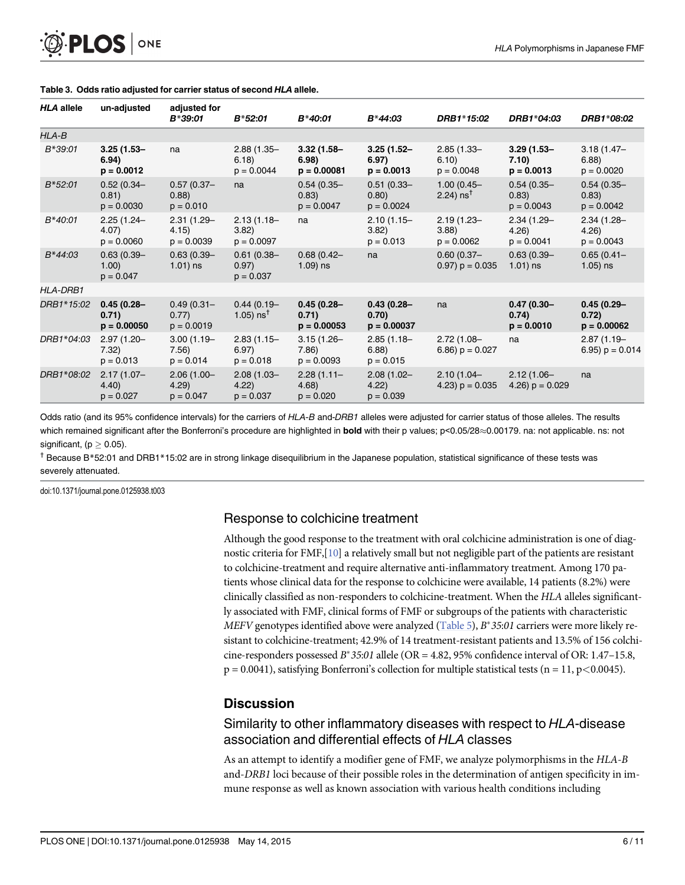**Table 3. Odds ratio adjusted for carrier status of second *HLA* allele.**

| *HLA* allele | un-adjusted | adjusted for *B*39:01* | *B*52:01* | *B*40:01* | *B*44:03* | *DRB1*15:02* | *DRB1*04:03* | *DRB1*08:02* |
|---|---|---|---|---|---|---|---|---|
| *HLA-B* | | | | | | | | |
| *B*39:01* | **3.25 (1.53–6.94) p = 0.0012** | na | 2.88 (1.35–6.18) p = 0.0044 | **3.32 (1.58–6.98) p = 0.00081** | **3.25 (1.52–6.97) p = 0.0013** | 2.85 (1.33–6.10) p = 0.0048 | **3.29 (1.53–7.10) p = 0.0013** | 3.18 (1.47–6.88) p = 0.0020 |
| *B*52:01* | 0.52 (0.34–0.81) p = 0.0030 | 0.57 (0.37–0.88) p = 0.010 | na | 0.54 (0.35–0.83) p = 0.0047 | 0.51 (0.33–0.80) p = 0.0024 | 1.00 (0.45–2.24) ns† | 0.54 (0.35–0.83) p = 0.0043 | 0.54 (0.35–0.83) p = 0.0042 |
| *B*40:01* | 2.25 (1.24–4.07) p = 0.0060 | 2.31 (1.29–4.15) p = 0.0039 | 2.13 (1.18–3.82) p = 0.0097 | na | 2.10 (1.15–3.82) p = 0.013 | 2.19 (1.23–3.88) p = 0.0062 | 2.34 (1.29–4.26) p = 0.0041 | 2.34 (1.28–4.26) p = 0.0043 |
| *B*44:03* | 0.63 (0.39–1.00) p = 0.047 | 0.63 (0.39–1.01) ns | 0.61 (0.38–0.97) p = 0.037 | 0.68 (0.42–1.09) ns | na | 0.60 (0.37–0.97) p = 0.035 | 0.63 (0.39–1.01) ns | 0.65 (0.41–1.05) ns |
| *HLA-DRB1* | | | | | | | | |
| *DRB1*15:02* | **0.45 (0.28–0.71) p = 0.00050** | 0.49 (0.31–0.77) p = 0.0019 | 0.44 (0.19–1.05) ns† | **0.45 (0.28–0.71) p = 0.00053** | **0.43 (0.28–0.70) p = 0.00037** | na | **0.47 (0.30–0.74) p = 0.0010** | **0.45 (0.29–0.72) p = 0.00062** |
| *DRB1*04:03* | 2.97 (1.20–7.32) p = 0.013 | 3.00 (1.19–7.56) p = 0.014 | 2.83 (1.15–6.97) p = 0.018 | 3.15 (1.26–7.86) p = 0.0093 | 2.85 (1.18–6.88) p = 0.015 | 2.72 (1.08–6.86) p = 0.027 | na | 2.87 (1.19–6.95) p = 0.014 |
| *DRB1*08:02* | 2.17 (1.07–4.40) p = 0.027 | 2.06 (1.00–4.29) p = 0.047 | 2.08 (1.03–4.22) p = 0.037 | 2.28 (1.11–4.68) p = 0.020 | 2.08 (1.02–4.22) p = 0.039 | 2.10 (1.04–4.23) p = 0.035 | 2.12 (1.06–4.26) p = 0.029 | na |

Odds ratio (and its 95% confidence intervals) for the carriers of *HLA-B* and-*DRB1* alleles were adjusted for carrier status of those alleles. The results which remained significant after the Bonferroni's procedure are highlighted in **bold** with their p values; $p<0.05/28 \approx 0.00179$. na: not applicable. ns: not significant, ($p \geq 0.05$).

† Because B*52:01 and DRB1*15:02 are in strong linkage disequilibrium in the Japanese population, statistical significance of these tests was severely attenuated.

doi:10.1371/journal.pone.0125938.t003

### Response to colchicine treatment

Although the good response to the treatment with oral colchicine administration is one of diagnostic criteria for FMF,[10] a relatively small but not negligible part of the patients are resistant to colchicine-treatment and require alternative anti-inflammatory treatment. Among 170 patients whose clinical data for the response to colchicine were available, 14 patients (8.2%) were clinically classified as non-responders to colchicine-treatment. When the *HLA* alleles significantly associated with FMF, clinical forms of FMF or subgroups of the patients with characteristic *MEFV* genotypes identified above were analyzed (Table 5), *B*35:01* carriers were more likely resistant to colchicine-treatment; 42.9% of 14 treatment-resistant patients and 13.5% of 156 colchicine-responders possessed *B*35:01* allele (OR = 4.82, 95% confidence interval of OR: 1.47–15.8, $p = 0.0041$), satisfying Bonferroni's collection for multiple statistical tests ($n = 11$, $p<0.0045$).

## Discussion

### Similarity to other inflammatory diseases with respect to *HLA*-disease association and differential effects of *HLA* classes

As an attempt to identify a modifier gene of FMF, we analyze polymorphisms in the *HLA-B* and-*DRB1* loci because of their possible roles in the determination of antigen specificity in immune response as well as known association with various health conditions including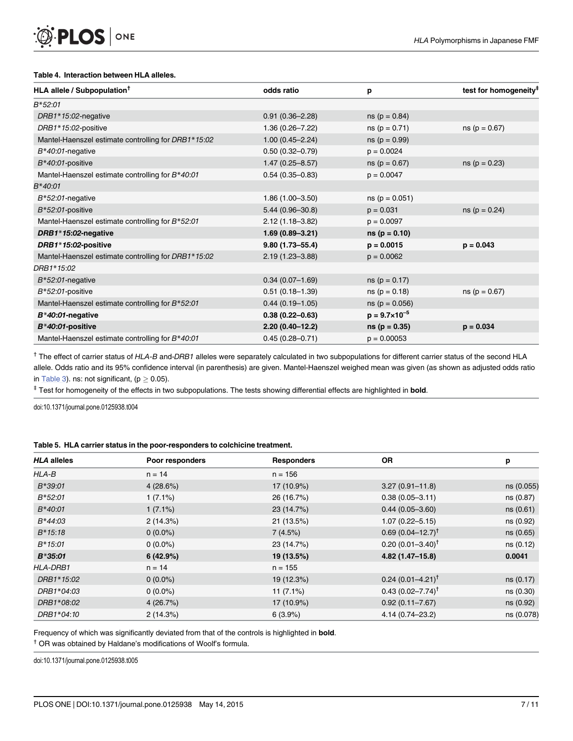**Table 4. Interaction between HLA alleles.**

| HLA allele / Subpopulation[†] | odds ratio | p | test for homogeneity[‡] |
|---|---|---|---|
| *B*52:01* | | | |
| *DRB1*15:02*-negative | 0.91 (0.36–2.28) | ns (p = 0.84) | |
| *DRB1*15:02*-positive | 1.36 (0.26–7.22) | ns (p = 0.71) | ns (p = 0.67) |
| Mantel-Haenszel estimate controlling for *DRB1*15:02* | 1.00 (0.45–2.24) | ns (p = 0.99) | |
| *B*40:01*-negative | 0.50 (0.32–0.79) | p = 0.0024 | |
| *B*40:01*-positive | 1.47 (0.25–8.57) | ns (p = 0.67) | ns (p = 0.23) |
| Mantel-Haenszel estimate controlling for *B*40:01* | 0.54 (0.35–0.83) | p = 0.0047 | |
| *B*40:01* | | | |
| *B*52:01*-negative | 1.86 (1.00–3.50) | ns (p = 0.051) | |
| *B*52:01*-positive | 5.44 (0.96–30.8) | p = 0.031 | ns (p = 0.24) |
| Mantel-Haenszel estimate controlling for *B*52:01* | 2.12 (1.18–3.82) | p = 0.0097 | |
| ***DRB1*15:02*-negative** | **1.69 (0.89–3.21)** | **ns (p = 0.10)** | |
| ***DRB1*15:02*-positive** | **9.80 (1.73–55.4)** | **p = 0.0015** | **p = 0.043** |
| Mantel-Haenszel estimate controlling for *DRB1*15:02* | 2.19 (1.23–3.88) | p = 0.0062 | |
| *DRB1*15:02* | | | |
| *B*52:01*-negative | 0.34 (0.07–1.69) | ns (p = 0.17) | |
| *B*52:01*-positive | 0.51 (0.18–1.39) | ns (p = 0.18) | ns (p = 0.67) |
| Mantel-Haenszel estimate controlling for *B*52:01* | 0.44 (0.19–1.05) | ns (p = 0.056) | |
| ***B*40:01*-negative** | **0.38 (0.22–0.63)** | **$p = 9.7 \times 10^{-5}$** | |
| ***B*40:01*-positive** | **2.20 (0.40–12.2)** | **ns (p = 0.35)** | **p = 0.034** |
| Mantel-Haenszel estimate controlling for *B*40:01* | 0.45 (0.28–0.71) | p = 0.00053 | |

[†] The effect of carrier status of *HLA-B* and-*DRB1* alleles were separately calculated in two subpopulations for different carrier status of the second HLA allele. Odds ratio and its 95% confidence interval (in parenthesis) are given. Mantel-Haenszel weighed mean was given (as shown as adjusted odds ratio in Table 3). ns: not significant, ($p \geq 0.05$).

[‡] Test for homogeneity of the effects in two subpopulations. The tests showing differential effects are highlighted in **bold**.

doi:10.1371/journal.pone.0125938.t004

**Table 5. HLA carrier status in the poor-responders to colchicine treatment.**

| *HLA* alleles | Poor responders | Responders | OR | p |
|---|---|---|---|---|
| *HLA-B* | n = 14 | n = 156 | | |
| *B*39:01* | 4 (28.6%) | 17 (10.9%) | 3.27 (0.91–11.8) | ns (0.055) |
| *B*52:01* | 1 (7.1%) | 26 (16.7%) | 0.38 (0.05–3.11) | ns (0.87) |
| *B*40:01* | 1 (7.1%) | 23 (14.7%) | 0.44 (0.05–3.60) | ns (0.61) |
| *B*44:03* | 2 (14.3%) | 21 (13.5%) | 1.07 (0.22–5.15) | ns (0.92) |
| *B*15:18* | 0 (0.0%) | 7 (4.5%) | 0.69 (0.04–12.7)[†] | ns (0.65) |
| *B*15:01* | 0 (0.0%) | 23 (14.7%) | 0.20 (0.01–3.40)[†] | ns (0.12) |
| ***B*35:01*** | **6 (42.9%)** | **19 (13.5%)** | **4.82 (1.47–15.8)** | **0.0041** |
| *HLA-DRB1* | n = 14 | n = 155 | | |
| *DRB1*15:02* | 0 (0.0%) | 19 (12.3%) | 0.24 (0.01–4.21)[†] | ns (0.17) |
| *DRB1*04:03* | 0 (0.0%) | 11 (7.1%) | 0.43 (0.02–7.74)[†] | ns (0.30) |
| *DRB1*08:02* | 4 (26.7%) | 17 (10.9%) | 0.92 (0.11–7.67) | ns (0.92) |
| *DRB1*04:10* | 2 (14.3%) | 6 (3.9%) | 4.14 (0.74–23.2) | ns (0.078) |

Frequency of which was significantly deviated from that of the controls is highlighted in **bold**.

[†] OR was obtained by Haldane's modifications of Woolf's formula.

doi:10.1371/journal.pone.0125938.t005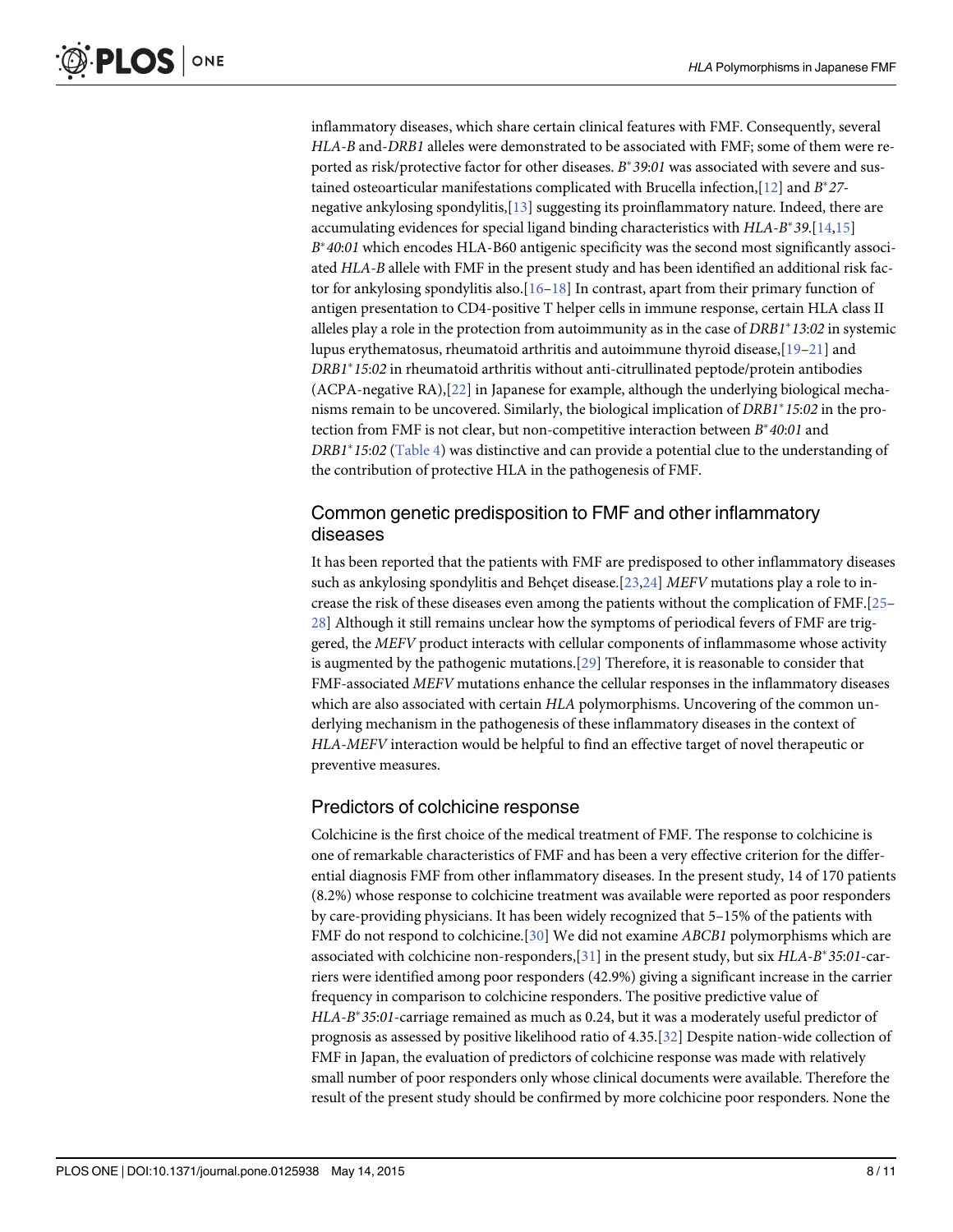inflammatory diseases, which share certain clinical features with FMF. Consequently, several *HLA-B* and-*DRB1* alleles were demonstrated to be associated with FMF; some of them were reported as risk/protective factor for other diseases. *B*39:01* was associated with severe and sustained osteoarticular manifestations complicated with Brucella infection,[12] and *B*27*-negative ankylosing spondylitis,[13] suggesting its proinflammatory nature. Indeed, there are accumulating evidences for special ligand binding characteristics with *HLA-B*39*.[14,15] *B*40:01* which encodes HLA-B60 antigenic specificity was the second most significantly associated *HLA-B* allele with FMF in the present study and has been identified an additional risk factor for ankylosing spondylitis also.[16–18] In contrast, apart from their primary function of antigen presentation to CD4-positive T helper cells in immune response, certain HLA class II alleles play a role in the protection from autoimmunity as in the case of *DRB1*13:02* in systemic lupus erythematosus, rheumatoid arthritis and autoimmune thyroid disease,[19–21] and *DRB1*15:02* in rheumatoid arthritis without anti-citrullinated peptode/protein antibodies (ACPA-negative RA),[22] in Japanese for example, although the underlying biological mechanisms remain to be uncovered. Similarly, the biological implication of *DRB1*15:02* in the protection from FMF is not clear, but non-competitive interaction between *B*40:01* and *DRB1*15:02* (Table 4) was distinctive and can provide a potential clue to the understanding of the contribution of protective HLA in the pathogenesis of FMF.

## Common genetic predisposition to FMF and other inflammatory diseases

It has been reported that the patients with FMF are predisposed to other inflammatory diseases such as ankylosing spondylitis and Behçet disease.[23,24] *MEFV* mutations play a role to increase the risk of these diseases even among the patients without the complication of FMF.[25–28] Although it still remains unclear how the symptoms of periodical fevers of FMF are triggered, the *MEFV* product interacts with cellular components of inflammasome whose activity is augmented by the pathogenic mutations.[29] Therefore, it is reasonable to consider that FMF-associated *MEFV* mutations enhance the cellular responses in the inflammatory diseases which are also associated with certain *HLA* polymorphisms. Uncovering of the common underlying mechanism in the pathogenesis of these inflammatory diseases in the context of *HLA-MEFV* interaction would be helpful to find an effective target of novel therapeutic or preventive measures.

## Predictors of colchicine response

Colchicine is the first choice of the medical treatment of FMF. The response to colchicine is one of remarkable characteristics of FMF and has been a very effective criterion for the differential diagnosis FMF from other inflammatory diseases. In the present study, 14 of 170 patients (8.2%) whose response to colchicine treatment was available were reported as poor responders by care-providing physicians. It has been widely recognized that 5–15% of the patients with FMF do not respond to colchicine.[30] We did not examine *ABCB1* polymorphisms which are associated with colchicine non-responders,[31] in the present study, but six *HLA-B*35:01*-carriers were identified among poor responders (42.9%) giving a significant increase in the carrier frequency in comparison to colchicine responders. The positive predictive value of *HLA-B*35:01*-carriage remained as much as 0.24, but it was a moderately useful predictor of prognosis as assessed by positive likelihood ratio of 4.35.[32] Despite nation-wide collection of FMF in Japan, the evaluation of predictors of colchicine response was made with relatively small number of poor responders only whose clinical documents were available. Therefore the result of the present study should be confirmed by more colchicine poor responders. None the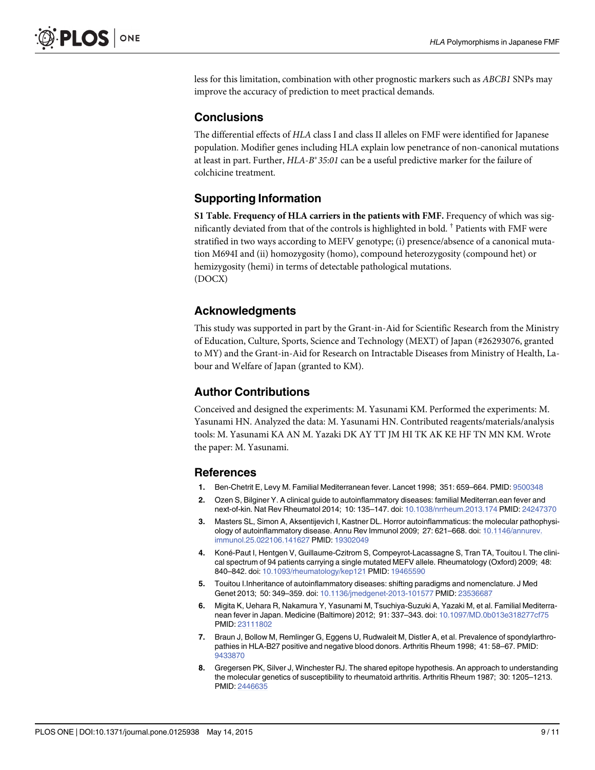less for this limitation, combination with other prognostic markers such as *ABCB1* SNPs may improve the accuracy of prediction to meet practical demands.

## Conclusions

The differential effects of *HLA* class I and class II alleles on FMF were identified for Japanese population. Modifier genes including HLA explain low penetrance of non-canonical mutations at least in part. Further, *HLA-B*\*35:01* can be a useful predictive marker for the failure of colchicine treatment.

## Supporting Information

**S1 Table. Frequency of HLA carriers in the patients with FMF.** Frequency of which was significantly deviated from that of the controls is highlighted in bold. [†] Patients with FMF were stratified in two ways according to MEFV genotype; (i) presence/absence of a canonical mutation M694I and (ii) homozygosity (homo), compound heterozygosity (compound het) or hemizygosity (hemi) in terms of detectable pathological mutations.
(DOCX)

## Acknowledgments

This study was supported in part by the Grant-in-Aid for Scientific Research from the Ministry of Education, Culture, Sports, Science and Technology (MEXT) of Japan (#26293076, granted to MY) and the Grant-in-Aid for Research on Intractable Diseases from Ministry of Health, Labour and Welfare of Japan (granted to KM).

## Author Contributions

Conceived and designed the experiments: M. Yasunami KM. Performed the experiments: M. Yasunami HN. Analyzed the data: M. Yasunami HN. Contributed reagents/materials/analysis tools: M. Yasunami KA AN M. Yazaki DK AY TT JM HI TK AK KE HF TN MN KM. Wrote the paper: M. Yasunami.

## References

1. Ben-Chetrit E, Levy M. Familial Mediterranean fever. Lancet 1998; 351: 659–664. PMID: 9500348
2. Ozen S, Bilginer Y. A clinical guide to autoinflammatory diseases: familial Mediterran.ean fever and next-of-kin. Nat Rev Rheumatol 2014; 10: 135–147. doi: 10.1038/nrrheum.2013.174 PMID: 24247370
3. Masters SL, Simon A, Aksentijevich I, Kastner DL. Horror autoinflammaticus: the molecular pathophysiology of autoinflammatory disease. Annu Rev Immunol 2009; 27: 621–668. doi: 10.1146/annurev.immunol.25.022106.141627 PMID: 19302049
4. Koné-Paut I, Hentgen V, Guillaume-Czitrom S, Compeyrot-Lacassagne S, Tran TA, Touitou I. The clinical spectrum of 94 patients carrying a single mutated MEFV allele. Rheumatology (Oxford) 2009; 48: 840–842. doi: 10.1093/rheumatology/kep121 PMID: 19465590
5. Touitou I.Inheritance of autoinflammatory diseases: shifting paradigms and nomenclature. J Med Genet 2013; 50: 349–359. doi: 10.1136/jmedgenet-2013-101577 PMID: 23536687
6. Migita K, Uehara R, Nakamura Y, Yasunami M, Tsuchiya-Suzuki A, Yazaki M, et al. Familial Mediterranean fever in Japan. Medicine (Baltimore) 2012; 91: 337–343. doi: 10.1097/MD.0b013e318277cf75 PMID: 23111802
7. Braun J, Bollow M, Remlinger G, Eggens U, Rudwaleit M, Distler A, et al. Prevalence of spondylarthropathies in HLA-B27 positive and negative blood donors. Arthritis Rheum 1998; 41: 58–67. PMID: 9433870
8. Gregersen PK, Silver J, Winchester RJ. The shared epitope hypothesis. An approach to understanding the molecular genetics of susceptibility to rheumatoid arthritis. Arthritis Rheum 1987; 30: 1205–1213. PMID: 2446635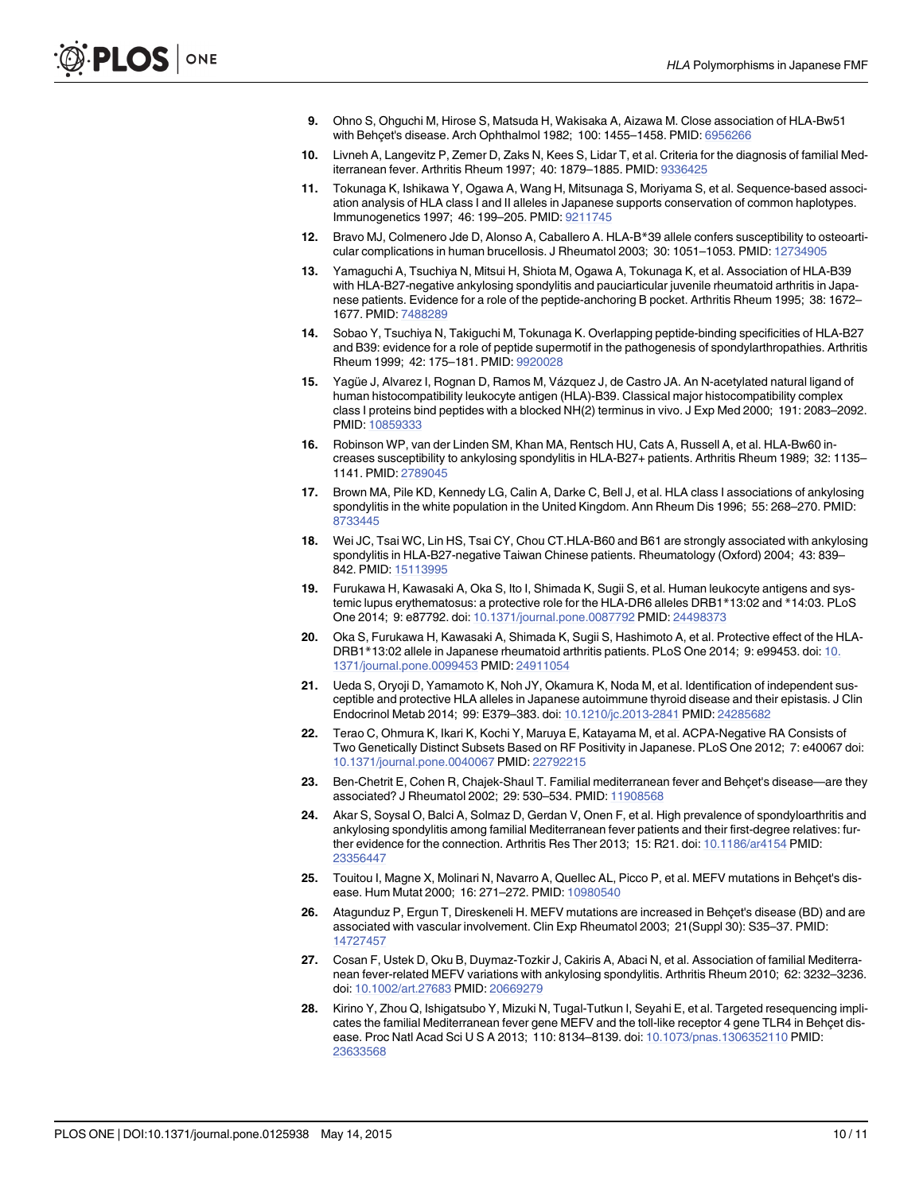9. Ohno S, Ohguchi M, Hirose S, Matsuda H, Wakisaka A, Aizawa M. Close association of HLA-Bw51 with Behçet's disease. Arch Ophthalmol 1982; 100: 1455–1458. PMID: 6956266

10. Livneh A, Langevitz P, Zemer D, Zaks N, Kees S, Lidar T, et al. Criteria for the diagnosis of familial Mediterranean fever. Arthritis Rheum 1997; 40: 1879–1885. PMID: 9336425

11. Tokunaga K, Ishikawa Y, Ogawa A, Wang H, Mitsunaga S, Moriyama S, et al. Sequence-based association analysis of HLA class I and II alleles in Japanese supports conservation of common haplotypes. Immunogenetics 1997; 46: 199–205. PMID: 9211745

12. Bravo MJ, Colmenero Jde D, Alonso A, Caballero A. HLA-B*39 allele confers susceptibility to osteoarticular complications in human brucellosis. J Rheumatol 2003; 30: 1051–1053. PMID: 12734905

13. Yamaguchi A, Tsuchiya N, Mitsui H, Shiota M, Ogawa A, Tokunaga K, et al. Association of HLA-B39 with HLA-B27-negative ankylosing spondylitis and pauciarticular juvenile rheumatoid arthritis in Japanese patients. Evidence for a role of the peptide-anchoring B pocket. Arthritis Rheum 1995; 38: 1672–1677. PMID: 7488289

14. Sobao Y, Tsuchiya N, Takiguchi M, Tokunaga K. Overlapping peptide-binding specificities of HLA-B27 and B39: evidence for a role of peptide supermotif in the pathogenesis of spondylarthropathies. Arthritis Rheum 1999; 42: 175–181. PMID: 9920028

15. Yagüe J, Alvarez I, Rognan D, Ramos M, Vázquez J, de Castro JA. An N-acetylated natural ligand of human histocompatibility leukocyte antigen (HLA)-B39. Classical major histocompatibility complex class I proteins bind peptides with a blocked NH(2) terminus in vivo. J Exp Med 2000; 191: 2083–2092. PMID: 10859333

16. Robinson WP, van der Linden SM, Khan MA, Rentsch HU, Cats A, Russell A, et al. HLA-Bw60 increases susceptibility to ankylosing spondylitis in HLA-B27+ patients. Arthritis Rheum 1989; 32: 1135–1141. PMID: 2789045

17. Brown MA, Pile KD, Kennedy LG, Calin A, Darke C, Bell J, et al. HLA class I associations of ankylosing spondylitis in the white population in the United Kingdom. Ann Rheum Dis 1996; 55: 268–270. PMID: 8733445

18. Wei JC, Tsai WC, Lin HS, Tsai CY, Chou CT.HLA-B60 and B61 are strongly associated with ankylosing spondylitis in HLA-B27-negative Taiwan Chinese patients. Rheumatology (Oxford) 2004; 43: 839–842. PMID: 15113995

19. Furukawa H, Kawasaki A, Oka S, Ito I, Shimada K, Sugii S, et al. Human leukocyte antigens and systemic lupus erythematosus: a protective role for the HLA-DR6 alleles DRB1*13:02 and *14:03. PLoS One 2014; 9: e87792. doi: 10.1371/journal.pone.0087792 PMID: 24498373

20. Oka S, Furukawa H, Kawasaki A, Shimada K, Sugii S, Hashimoto A, et al. Protective effect of the HLA-DRB1*13:02 allele in Japanese rheumatoid arthritis patients. PLoS One 2014; 9: e99453. doi: 10.1371/journal.pone.0099453 PMID: 24911054

21. Ueda S, Oryoji D, Yamamoto K, Noh JY, Okamura K, Noda M, et al. Identification of independent susceptible and protective HLA alleles in Japanese autoimmune thyroid disease and their epistasis. J Clin Endocrinol Metab 2014; 99: E379–383. doi: 10.1210/jc.2013-2841 PMID: 24285682

22. Terao C, Ohmura K, Ikari K, Kochi Y, Maruya E, Katayama M, et al. ACPA-Negative RA Consists of Two Genetically Distinct Subsets Based on RF Positivity in Japanese. PLoS One 2012; 7: e40067 doi: 10.1371/journal.pone.0040067 PMID: 22792215

23. Ben-Chetrit E, Cohen R, Chajek-Shaul T. Familial mediterranean fever and Behçet's disease—are they associated? J Rheumatol 2002; 29: 530–534. PMID: 11908568

24. Akar S, Soysal O, Balci A, Solmaz D, Gerdan V, Onen F, et al. High prevalence of spondyloarthritis and ankylosing spondylitis among familial Mediterranean fever patients and their first-degree relatives: further evidence for the connection. Arthritis Res Ther 2013; 15: R21. doi: 10.1186/ar4154 PMID: 23356447

25. Touitou I, Magne X, Molinari N, Navarro A, Quellec AL, Picco P, et al. MEFV mutations in Behçet's disease. Hum Mutat 2000; 16: 271–272. PMID: 10980540

26. Atagunduz P, Ergun T, Direskeneli H. MEFV mutations are increased in Behçet's disease (BD) and are associated with vascular involvement. Clin Exp Rheumatol 2003; 21(Suppl 30): S35–37. PMID: 14727457

27. Cosan F, Ustek D, Oku B, Duymaz-Tozkir J, Cakiris A, Abaci N, et al. Association of familial Mediterranean fever-related MEFV variations with ankylosing spondylitis. Arthritis Rheum 2010; 62: 3232–3236. doi: 10.1002/art.27683 PMID: 20669279

28. Kirino Y, Zhou Q, Ishigatsubo Y, Mizuki N, Tugal-Tutkun I, Seyahi E, et al. Targeted resequencing implicates the familial Mediterranean fever gene MEFV and the toll-like receptor 4 gene TLR4 in Behçet disease. Proc Natl Acad Sci U S A 2013; 110: 8134–8139. doi: 10.1073/pnas.1306352110 PMID: 23633568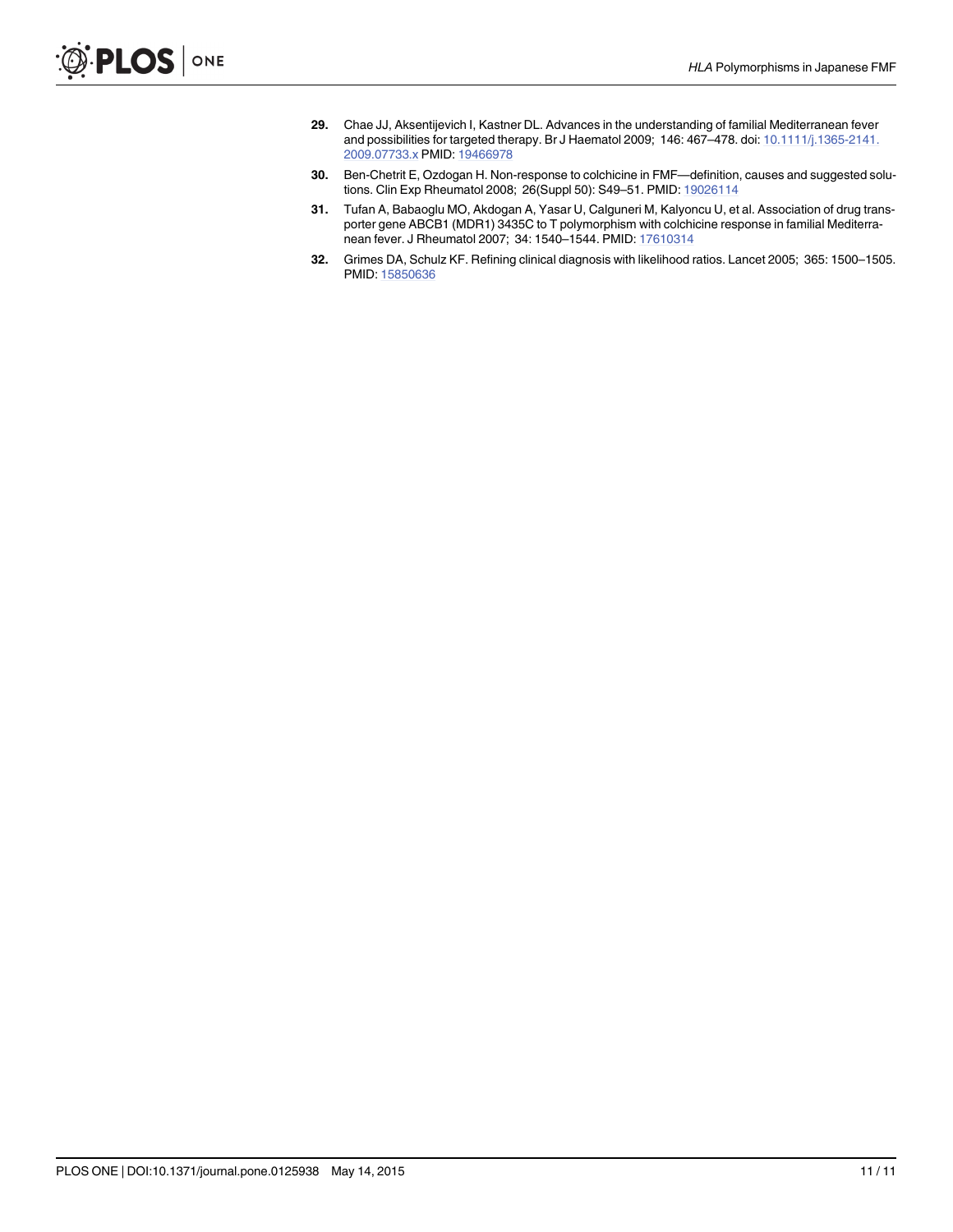29. Chae JJ, Aksentijevich I, Kastner DL. Advances in the understanding of familial Mediterranean fever and possibilities for targeted therapy. Br J Haematol 2009; 146: 467–478. doi: 10.1111/j.1365-2141.2009.07733.x PMID: 19466978

30. Ben-Chetrit E, Ozdogan H. Non-response to colchicine in FMF—definition, causes and suggested solutions. Clin Exp Rheumatol 2008; 26(Suppl 50): S49–51. PMID: 19026114

31. Tufan A, Babaoglu MO, Akdogan A, Yasar U, Calguneri M, Kalyoncu U, et al. Association of drug transporter gene ABCB1 (MDR1) 3435C to T polymorphism with colchicine response in familial Mediterranean fever. J Rheumatol 2007; 34: 1540–1544. PMID: 17610314

32. Grimes DA, Schulz KF. Refining clinical diagnosis with likelihood ratios. Lancet 2005; 365: 1500–1505. PMID: 15850636